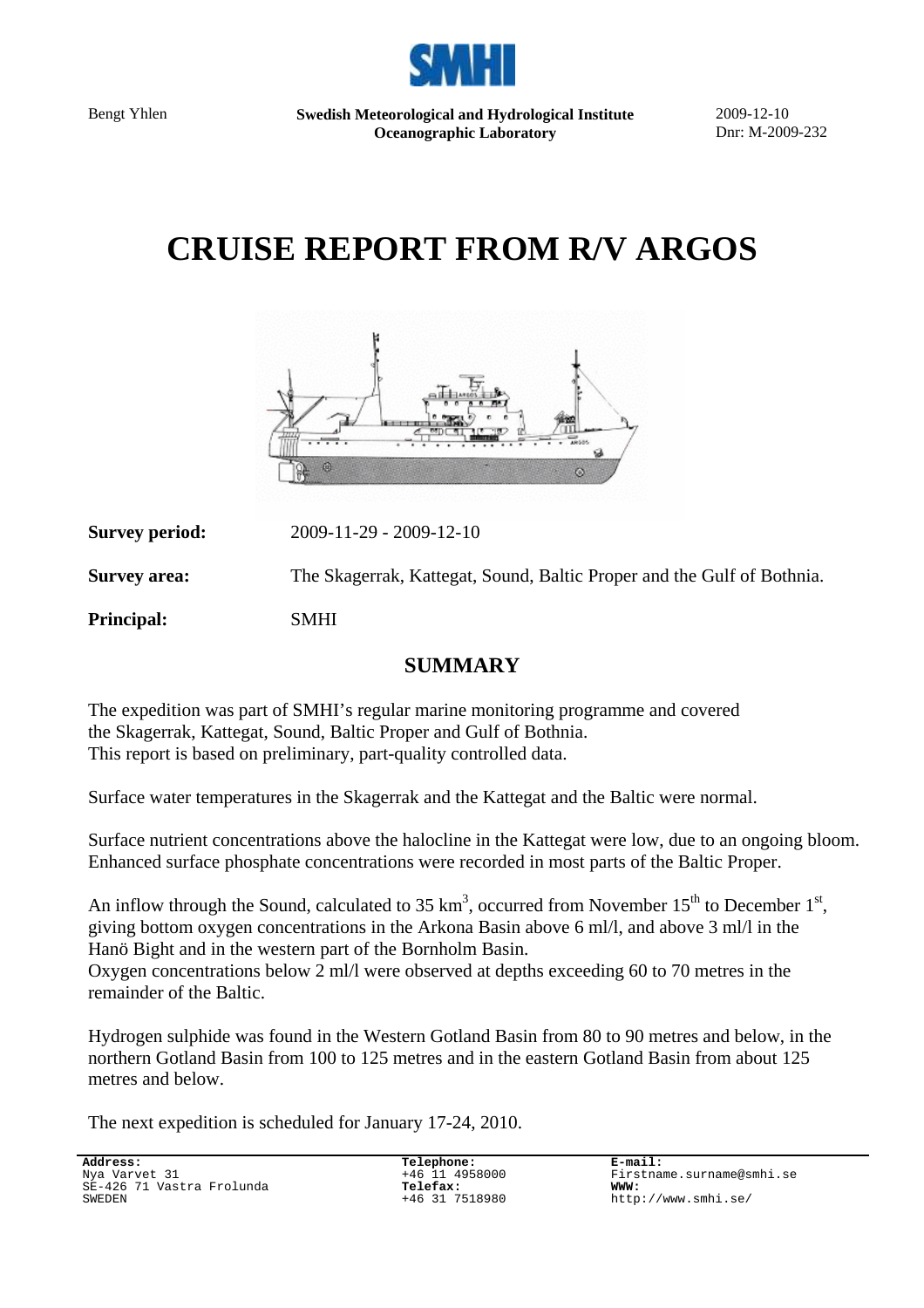Bengt Yhlen

**Swedish Meteorological and Hydrological Institute**
**Oceanographic Laboratory**

2009-12-10
Dnr: M-2009-232

# CRUISE REPORT FROM R/V ARGOS

**Survey period:** 2009-11-29 - 2009-12-10

**Survey area:** The Skagerrak, Kattegat, Sound, Baltic Proper and the Gulf of Bothnia.

**Principal:** SMHI

## SUMMARY

The expedition was part of SMHI's regular marine monitoring programme and covered the Skagerrak, Kattegat, Sound, Baltic Proper and Gulf of Bothnia.
This report is based on preliminary, part-quality controlled data.

Surface water temperatures in the Skagerrak and the Kattegat and the Baltic were normal.

Surface nutrient concentrations above the halocline in the Kattegat were low, due to an ongoing bloom. Enhanced surface phosphate concentrations were recorded in most parts of the Baltic Proper.

An inflow through the Sound, calculated to 35 $km^3$, occurred from November 15th to December 1st, giving bottom oxygen concentrations in the Arkona Basin above 6 ml/l, and above 3 ml/l in the Hanö Bight and in the western part of the Bornholm Basin.
Oxygen concentrations below 2 ml/l were observed at depths exceeding 60 to 70 metres in the remainder of the Baltic.

Hydrogen sulphide was found in the Western Gotland Basin from 80 to 90 metres and below, in the northern Gotland Basin from 100 to 125 metres and in the eastern Gotland Basin from about 125 metres and below.

The next expedition is scheduled for January 17-24, 2010.

**Address:**
Nya Varvet 31
SE-426 71 Vastra Frolunda
SWEDEN

**Telephone:**
+46 11 4958000
**Telefax:**
+46 31 7518980

**E-mail:**
Firstname.surname@smhi.se
**WWW:**
http://www.smhi.se/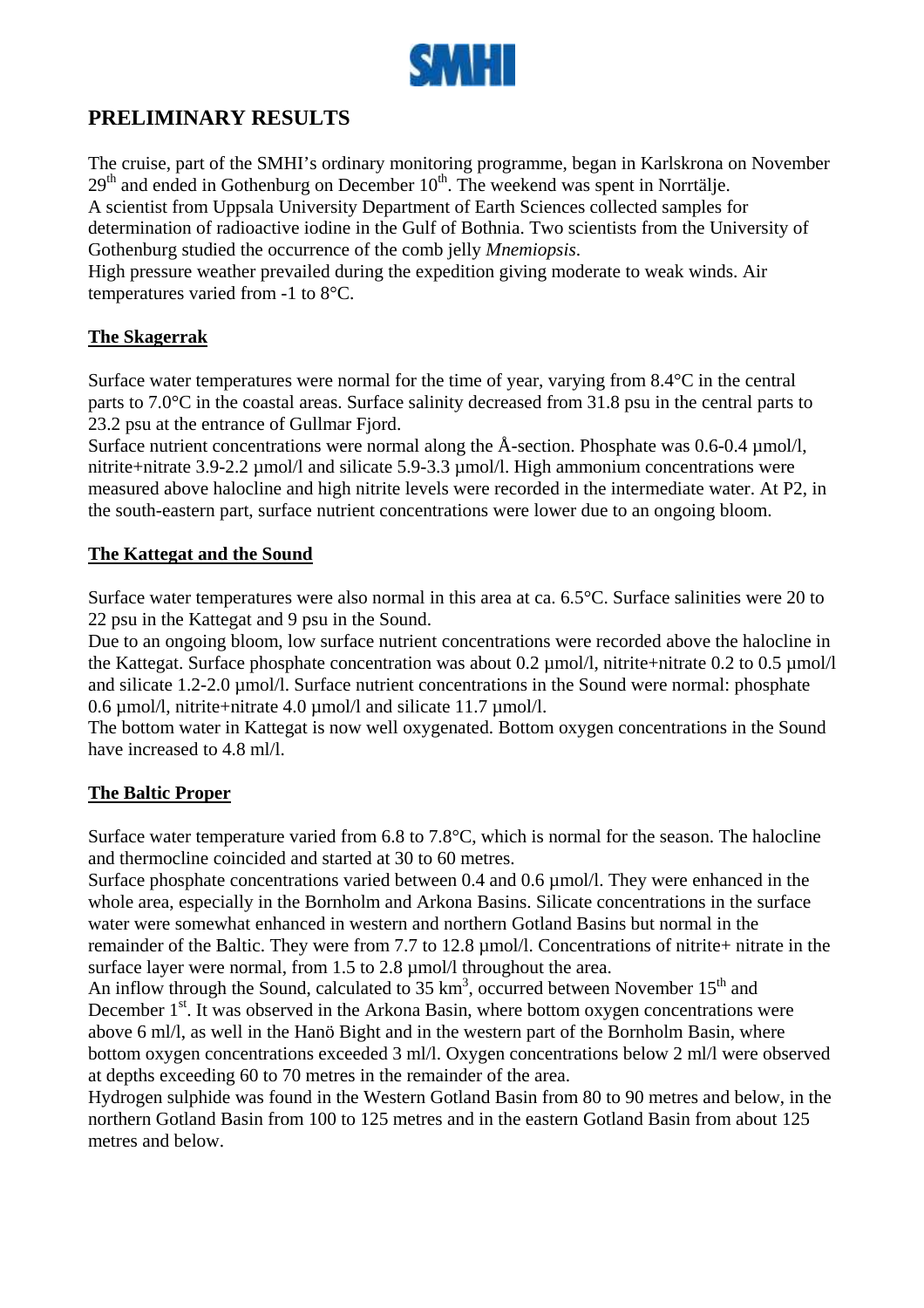# PRELIMINARY RESULTS

The cruise, part of the SMHI's ordinary monitoring programme, began in Karlskrona on November 29th and ended in Gothenburg on December 10th. The weekend was spent in Norrtälje.
A scientist from Uppsala University Department of Earth Sciences collected samples for determination of radioactive iodine in the Gulf of Bothnia. Two scientists from the University of Gothenburg studied the occurrence of the comb jelly *Mnemiopsis*.
High pressure weather prevailed during the expedition giving moderate to weak winds. Air temperatures varied from -1 to 8°C.

## The Skagerrak

Surface water temperatures were normal for the time of year, varying from 8.4°C in the central parts to 7.0°C in the coastal areas. Surface salinity decreased from 31.8 psu in the central parts to 23.2 psu at the entrance of Gullmar Fjord.
Surface nutrient concentrations were normal along the Å-section. Phosphate was 0.6-0.4 µmol/l, nitrite+nitrate 3.9-2.2 µmol/l and silicate 5.9-3.3 µmol/l. High ammonium concentrations were measured above halocline and high nitrite levels were recorded in the intermediate water. At P2, in the south-eastern part, surface nutrient concentrations were lower due to an ongoing bloom.

## The Kattegat and the Sound

Surface water temperatures were also normal in this area at ca. 6.5°C. Surface salinities were 20 to 22 psu in the Kattegat and 9 psu in the Sound.
Due to an ongoing bloom, low surface nutrient concentrations were recorded above the halocline in the Kattegat. Surface phosphate concentration was about 0.2 µmol/l, nitrite+nitrate 0.2 to 0.5 µmol/l and silicate 1.2-2.0 µmol/l. Surface nutrient concentrations in the Sound were normal: phosphate 0.6 µmol/l, nitrite+nitrate 4.0 µmol/l and silicate 11.7 µmol/l.
The bottom water in Kattegat is now well oxygenated. Bottom oxygen concentrations in the Sound have increased to 4.8 ml/l.

## The Baltic Proper

Surface water temperature varied from 6.8 to 7.8°C, which is normal for the season. The halocline and thermocline coincided and started at 30 to 60 metres.
Surface phosphate concentrations varied between 0.4 and 0.6 µmol/l. They were enhanced in the whole area, especially in the Bornholm and Arkona Basins. Silicate concentrations in the surface water were somewhat enhanced in western and northern Gotland Basins but normal in the remainder of the Baltic. They were from 7.7 to 12.8 µmol/l. Concentrations of nitrite+ nitrate in the surface layer were normal, from 1.5 to 2.8 µmol/l throughout the area.
An inflow through the Sound, calculated to 35 km$^3$, occurred between November 15th and December 1st. It was observed in the Arkona Basin, where bottom oxygen concentrations were above 6 ml/l, as well in the Hanö Bight and in the western part of the Bornholm Basin, where bottom oxygen concentrations exceeded 3 ml/l. Oxygen concentrations below 2 ml/l were observed at depths exceeding 60 to 70 metres in the remainder of the area.
Hydrogen sulphide was found in the Western Gotland Basin from 80 to 90 metres and below, in the northern Gotland Basin from 100 to 125 metres and in the eastern Gotland Basin from about 125 metres and below.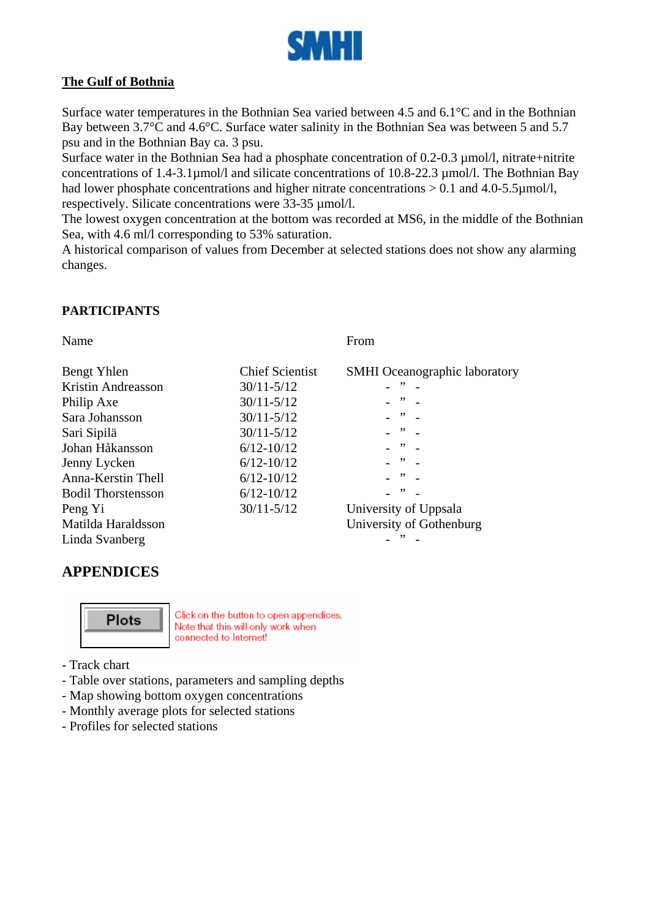SMHI

## The Gulf of Bothnia

Surface water temperatures in the Bothnian Sea varied between 4.5 and 6.1°C and in the Bothnian Bay between 3.7°C and 4.6°C. Surface water salinity in the Bothnian Sea was between 5 and 5.7 psu and in the Bothnian Bay ca. 3 psu.
Surface water in the Bothnian Sea had a phosphate concentration of 0.2-0.3 µmol/l, nitrate+nitrite concentrations of 1.4-3.1µmol/l and silicate concentrations of 10.8-22.3 µmol/l. The Bothnian Bay had lower phosphate concentrations and higher nitrate concentrations > 0.1 and 4.0-5.5µmol/l, respectively. Silicate concentrations were 33-35 µmol/l.
The lowest oxygen concentration at the bottom was recorded at MS6, in the middle of the Bothnian Sea, with 4.6 ml/l corresponding to 53% saturation.
A historical comparison of values from December at selected stations does not show any alarming changes.

## PARTICIPANTS

| Name | | From |
|---|---|---|
| Bengt Yhlen | Chief Scientist | SMHI Oceanographic laboratory |
| Kristin Andreasson | 30/11-5/12 | - ” - |
| Philip Axe | 30/11-5/12 | - ” - |
| Sara Johansson | 30/11-5/12 | - ” - |
| Sari Sipilä | 30/11-5/12 | - ” - |
| Johan Håkansson | 6/12-10/12 | - ” - |
| Jenny Lycken | 6/12-10/12 | - ” - |
| Anna-Kerstin Thell | 6/12-10/12 | - ” - |
| Bodil Thorstensson | 6/12-10/12 | - ” - |
| Peng Yi | 30/11-5/12 | University of Uppsala |
| Matilda Haraldsson | | University of Gothenburg |
| Linda Svanberg | | - ” - |

## APPENDICES

Plots

Click on the button to open appendices. Note that this will only work when connected to Internet!

- Track chart
- Table over stations, parameters and sampling depths
- Map showing bottom oxygen concentrations
- Monthly average plots for selected stations
- Profiles for selected stations